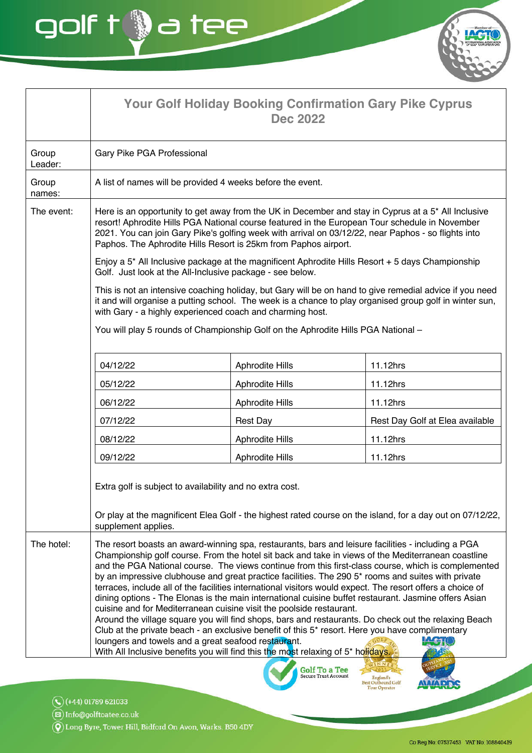# Your Golf Holiday Booking Confirmation Gary Pike Cyprus Dec 2022

**Group Leader:** Gary Pike PGA Professional

**Group names:** A list of names will be provided 4 weeks before the event.

**The event:**

Here is an opportunity to get away from the UK in December and stay in Cyprus at a 5* All Inclusive resort! Aphrodite Hills PGA National course featured in the European Tour schedule in November 2021. You can join Gary Pike's golfing week with arrival on 03/12/22, near Paphos - so flights into Paphos. The Aphrodite Hills Resort is 25km from Paphos airport.

Enjoy a 5* All Inclusive package at the magnificent Aphrodite Hills Resort + 5 days Championship Golf. Just look at the All-Inclusive package - see below.

This is not an intensive coaching holiday, but Gary will be on hand to give remedial advice if you need it and will organise a putting school. The week is a chance to play organised group golf in winter sun, with Gary - a highly experienced coach and charming host.

You will play 5 rounds of Championship Golf on the Aphrodite Hills PGA National –

| Date | Course | Time |
|---|---|---|
| 04/12/22 | Aphrodite Hills | 11.12hrs |
| 05/12/22 | Aphrodite Hills | 11.12hrs |
| 06/12/22 | Aphrodite Hills | 11.12hrs |
| 07/12/22 | Rest Day | Rest Day Golf at Elea available |
| 08/12/22 | Aphrodite Hills | 11.12hrs |
| 09/12/22 | Aphrodite Hills | 11.12hrs |

Extra golf is subject to availability and no extra cost.

Or play at the magnificent Elea Golf - the highest rated course on the island, for a day out on 07/12/22, supplement applies.

**The hotel:**

The resort boasts an award-winning spa, restaurants, bars and leisure facilities - including a PGA Championship golf course. From the hotel sit back and take in views of the Mediterranean coastline and the PGA National course. The views continue from this first-class course, which is complemented by an impressive clubhouse and great practice facilities. The 290 5* rooms and suites with private terraces, include all of the facilities international visitors would expect. The resort offers a choice of dining options - The Elonas is the main international cuisine buffet restaurant. Jasmine offers Asian cuisine and for Mediterranean cuisine visit the poolside restaurant.
Around the village square you will find shops, bars and restaurants. Do check out the relaxing Beach Club at the private beach - an exclusive benefit of this 5* resort. Here you have complimentary loungers and towels and a great seafood restaurant.
With All Inclusive benefits you will find this the most relaxing of 5* holidays.

(+44) 01789 621033
Info@golftoatee.co.uk
Long Byre, Tower Hill, Bidford On Avon, Warks. B50 4DY

Co Reg No: 07537453 VAT No: 108840419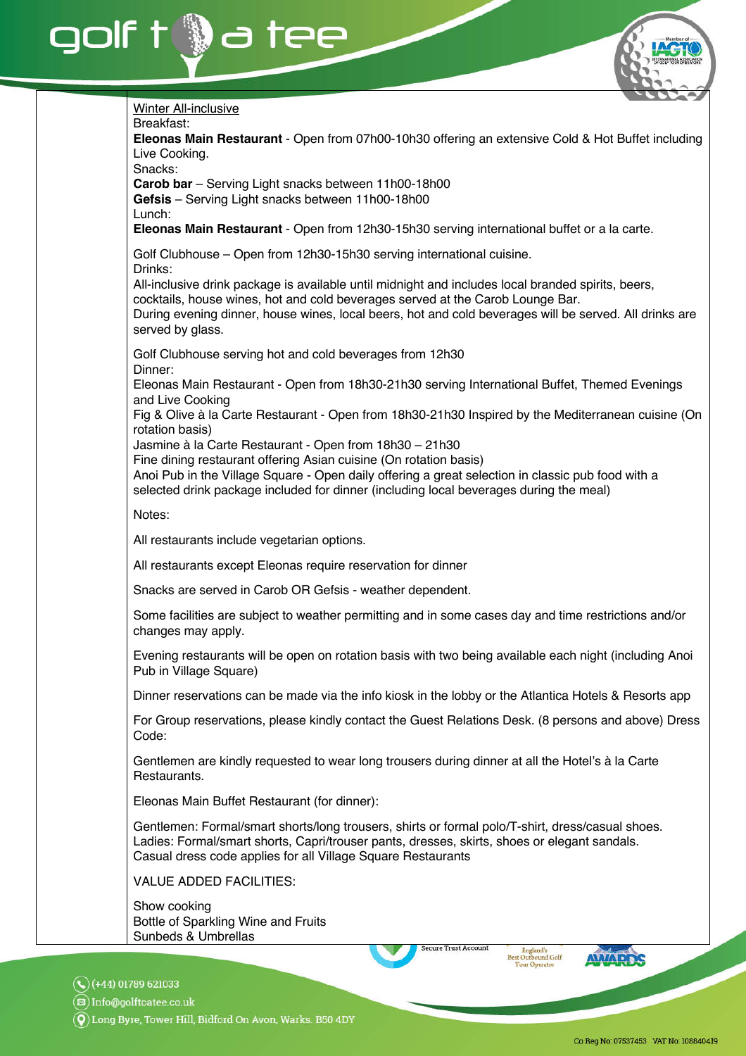Winter All-inclusive

Breakfast:

**Eleonas Main Restaurant** - Open from 07h00-10h30 offering an extensive Cold & Hot Buffet including Live Cooking.

Snacks:

**Carob bar** – Serving Light snacks between 11h00-18h00

**Gefsis** – Serving Light snacks between 11h00-18h00

Lunch:

**Eleonas Main Restaurant** - Open from 12h30-15h30 serving international buffet or a la carte.

Golf Clubhouse – Open from 12h30-15h30 serving international cuisine.

Drinks:

All-inclusive drink package is available until midnight and includes local branded spirits, beers, cocktails, house wines, hot and cold beverages served at the Carob Lounge Bar.

During evening dinner, house wines, local beers, hot and cold beverages will be served. All drinks are served by glass.

Golf Clubhouse serving hot and cold beverages from 12h30

Dinner:

Eleonas Main Restaurant - Open from 18h30-21h30 serving International Buffet, Themed Evenings and Live Cooking

Fig & Olive à la Carte Restaurant - Open from 18h30-21h30 Inspired by the Mediterranean cuisine (On rotation basis)

Jasmine à la Carte Restaurant - Open from 18h30 – 21h30

Fine dining restaurant offering Asian cuisine (On rotation basis)

Anoi Pub in the Village Square - Open daily offering a great selection in classic pub food with a selected drink package included for dinner (including local beverages during the meal)

Notes:

All restaurants include vegetarian options.

All restaurants except Eleonas require reservation for dinner

Snacks are served in Carob OR Gefsis - weather dependent.

Some facilities are subject to weather permitting and in some cases day and time restrictions and/or changes may apply.

Evening restaurants will be open on rotation basis with two being available each night (including Anoi Pub in Village Square)

Dinner reservations can be made via the info kiosk in the lobby or the Atlantica Hotels & Resorts app

For Group reservations, please kindly contact the Guest Relations Desk. (8 persons and above) Dress Code:

Gentlemen are kindly requested to wear long trousers during dinner at all the Hotel's à la Carte Restaurants.

Eleonas Main Buffet Restaurant (for dinner):

Gentlemen: Formal/smart shorts/long trousers, shirts or formal polo/T-shirt, dress/casual shoes.

Ladies: Formal/smart shorts, Capri/trouser pants, dresses, skirts, shoes or elegant sandals.

Casual dress code applies for all Village Square Restaurants

VALUE ADDED FACILITIES:

Show cooking

Bottle of Sparkling Wine and Fruits

Sunbeds & Umbrellas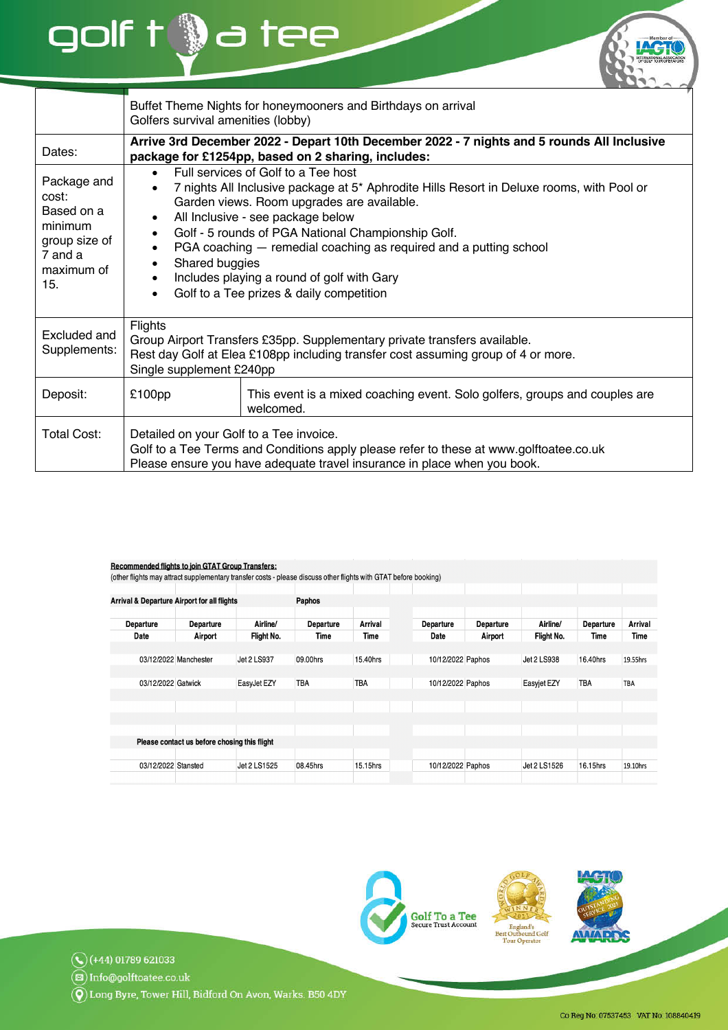| | |
|---|---|
| | Buffet Theme Nights for honeymooners and Birthdays on arrival<br>Golfers survival amenities (lobby) |
| Dates: | **Arrive 3rd December 2022 - Depart 10th December 2022 - 7 nights and 5 rounds All Inclusive package for £1254pp, based on 2 sharing, includes:** |
| Package and cost:<br>Based on a minimum group size of 7 and a maximum of 15. | • Full services of Golf to a Tee host<br>• 7 nights All Inclusive package at 5* Aphrodite Hills Resort in Deluxe rooms, with Pool or Garden views. Room upgrades are available.<br>• All Inclusive - see package below<br>• Golf - 5 rounds of PGA National Championship Golf.<br>• PGA coaching — remedial coaching as required and a putting school<br>• Shared buggies<br>• Includes playing a round of golf with Gary<br>• Golf to a Tee prizes & daily competition |
| Excluded and Supplements: | Flights<br>Group Airport Transfers £35pp. Supplementary private transfers available.<br>Rest day Golf at Elea £108pp including transfer cost assuming group of 4 or more.<br>Single supplement £240pp |
| Deposit: | £100pp — This event is a mixed coaching event. Solo golfers, groups and couples are welcomed. |
| Total Cost: | Detailed on your Golf to a Tee invoice.<br>Golf to a Tee Terms and Conditions apply please refer to these at www.golftoatee.co.uk<br>Please ensure you have adequate travel insurance in place when you book. |

**Recommended flights to join GTAT Group Transfers:**
(other flights may attract supplementary transfer costs - please discuss other flights with GTAT before booking)

**Arrival & Departure Airport for all flights** **Paphos**

| Departure Date | Departure Airport | Airline/ Flight No. | Departure Time | Arrival Time | Departure Date | Departure Airport | Airline/ Flight No. | Departure Time | Arrival Time |
|---|---|---|---|---|---|---|---|---|---|
| 03/12/2022 | Manchester | Jet 2 LS937 | 09.00hrs | 15.40hrs | 10/12/2022 | Paphos | Jet 2 LS938 | 16.40hrs | 19.55hrs |
| 03/12/2022 | Gatwick | EasyJet EZY | TBA | TBA | 10/12/2022 | Paphos | Easyjet EZY | TBA | TBA |
| **Please contact us before chosing this flight** | | | | | | | | | |
| 03/12/2022 | Stansted | Jet 2 LS1525 | 08.45hrs | 15.15hrs | 10/12/2022 | Paphos | Jet 2 LS1526 | 16.15hrs | 19.10hrs |

(+44) 01789 621033
Info@golftoatee.co.uk
Long Byre, Tower Hill, Bidford On Avon, Warks. B50 4DY

Co Reg No 07537453 VAT No 108840419